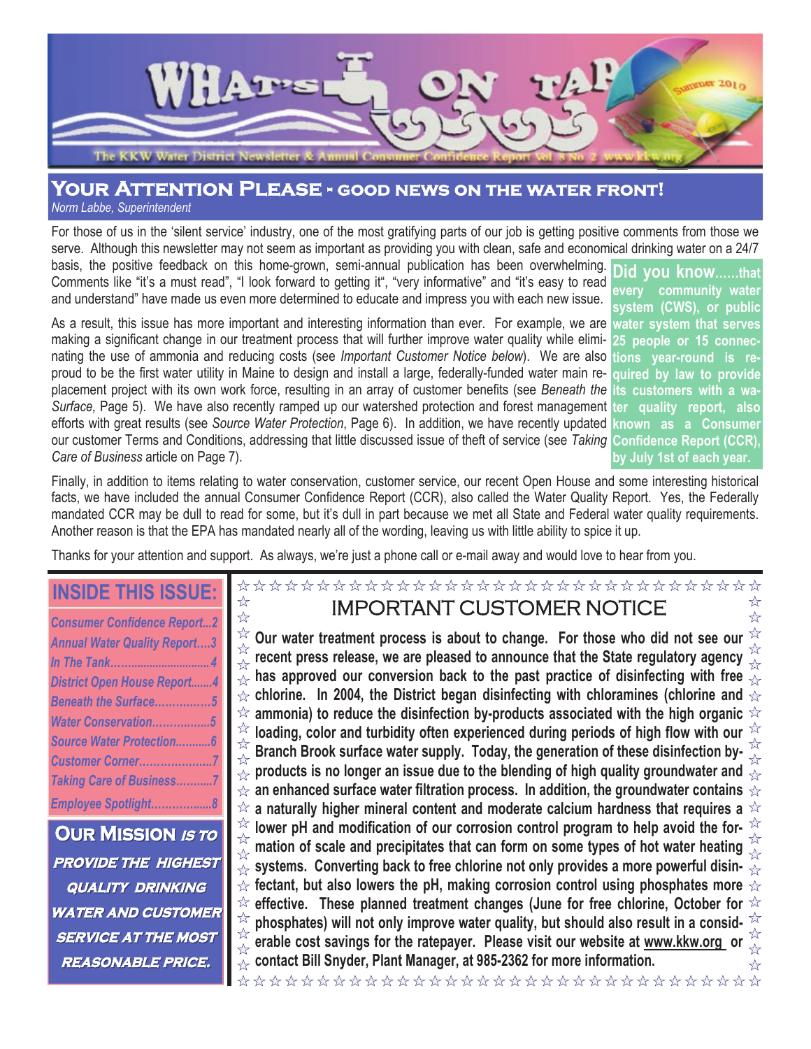# WHAT'S ON TAP

Summer 2010

The KKW Water District Newsletter & Annual Consumer Confidence Report Vol 8 No 2 www.kkw.org

## YOUR ATTENTION PLEASE - GOOD NEWS ON THE WATER FRONT!

*Norm Labbe, Superintendent*

For those of us in the 'silent service' industry, one of the most gratifying parts of our job is getting positive comments from those we serve. Although this newsletter may not seem as important as providing you with clean, safe and economical drinking water on a 24/7 basis, the positive feedback on this home-grown, semi-annual publication has been overwhelming. Comments like "it's a must read", "I look forward to getting it", "very informative" and "it's easy to read and understand" have made us even more determined to educate and impress you with each new issue.

As a result, this issue has more important and interesting information than ever. For example, we are making a significant change in our treatment process that will further improve water quality while eliminating the use of ammonia and reducing costs (see *Important Customer Notice below*). We are also proud to be the first water utility in Maine to design and install a large, federally-funded water main replacement project with its own work force, resulting in an array of customer benefits (see *Beneath the Surface,* Page 5). We have also recently ramped up our watershed protection and forest management efforts with great results (see *Source Water Protection*, Page 6). In addition, we have recently updated our customer Terms and Conditions, addressing that little discussed issue of theft of service (see *Taking Care of Business* article on Page 7).

**Did you know......that every community water system (CWS), or public water system that serves 25 people or 15 connections year-round is required by law to provide its customers with a water quality report, also known as a Consumer Confidence Report (CCR), by July 1st of each year.**

Finally, in addition to items relating to water conservation, customer service, our recent Open House and some interesting historical facts, we have included the annual Consumer Confidence Report (CCR), also called the Water Quality Report. Yes, the Federally mandated CCR may be dull to read for some, but it's dull in part because we met all State and Federal water quality requirements. Another reason is that the EPA has mandated nearly all of the wording, leaving us with little ability to spice it up.

Thanks for your attention and support. As always, we're just a phone call or e-mail away and would love to hear from you.

## INSIDE THIS ISSUE:

- *Consumer Confidence Report...2*
- *Annual Water Quality Report....3*
- *In The Tank...............................4*
- *District Open House Report.......4*
- *Beneath the Surface................5*
- *Water Conservation.................5*
- *Source Water Protection...........6*
- *Customer Corner.....................7*
- *Taking Care of Business...........7*
- *Employee Spotlight..................8*

**OUR MISSION *IS TO PROVIDE THE HIGHEST QUALITY DRINKING WATER AND CUSTOMER SERVICE AT THE MOST REASONABLE PRICE.***

## IMPORTANT CUSTOMER NOTICE

**Our water treatment process is about to change. For those who did not see our recent press release, we are pleased to announce that the State regulatory agency has approved our conversion back to the past practice of disinfecting with free chlorine. In 2004, the District began disinfecting with chloramines (chlorine and ammonia) to reduce the disinfection by-products associated with the high organic loading, color and turbidity often experienced during periods of high flow with our Branch Brook surface water supply. Today, the generation of these disinfection by-products is no longer an issue due to the blending of high quality groundwater and an enhanced surface water filtration process. In addition, the groundwater contains a naturally higher mineral content and moderate calcium hardness that requires a lower pH and modification of our corrosion control program to help avoid the formation of scale and precipitates that can form on some types of hot water heating systems. Converting back to free chlorine not only provides a more powerful disinfectant, but also lowers the pH, making corrosion control using phosphates more effective. These planned treatment changes (June for free chlorine, October for phosphates) will not only improve water quality, but should also result in a considerable cost savings for the ratepayer. Please visit our website at www.kkw.org or contact Bill Snyder, Plant Manager, at 985-2362 for more information.**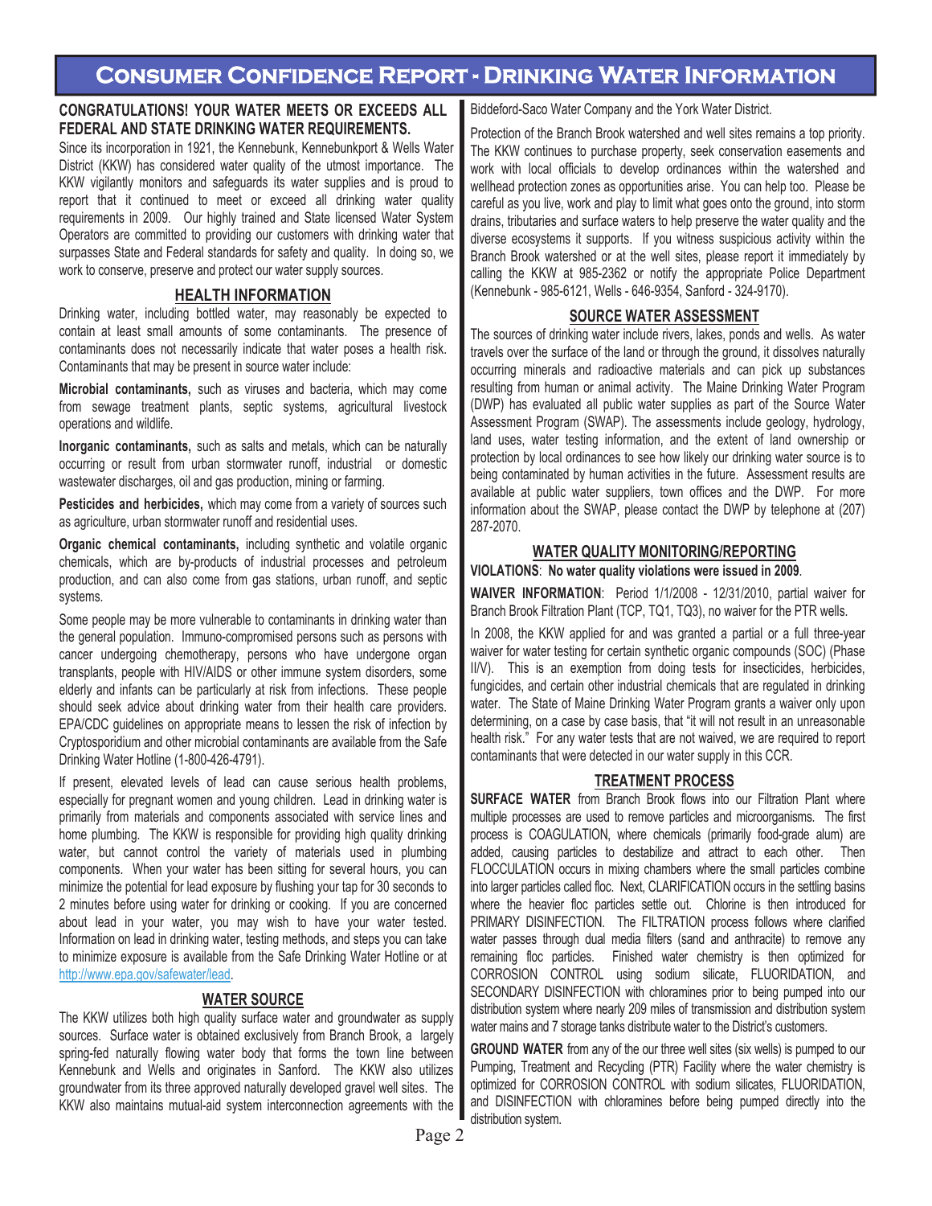# Consumer Confidence Report - Drinking Water Information

**CONGRATULATIONS! YOUR WATER MEETS OR EXCEEDS ALL FEDERAL AND STATE DRINKING WATER REQUIREMENTS.**

Since its incorporation in 1921, the Kennebunk, Kennebunkport & Wells Water District (KKW) has considered water quality of the utmost importance. The KKW vigilantly monitors and safeguards its water supplies and is proud to report that it continued to meet or exceed all drinking water quality requirements in 2009. Our highly trained and State licensed Water System Operators are committed to providing our customers with drinking water that surpasses State and Federal standards for safety and quality. In doing so, we work to conserve, preserve and protect our water supply sources.

## HEALTH INFORMATION

Drinking water, including bottled water, may reasonably be expected to contain at least small amounts of some contaminants. The presence of contaminants does not necessarily indicate that water poses a health risk. Contaminants that may be present in source water include:

**Microbial contaminants,** such as viruses and bacteria, which may come from sewage treatment plants, septic systems, agricultural livestock operations and wildlife.

**Inorganic contaminants,** such as salts and metals, which can be naturally occurring or result from urban stormwater runoff, industrial or domestic wastewater discharges, oil and gas production, mining or farming.

**Pesticides and herbicides,** which may come from a variety of sources such as agriculture, urban stormwater runoff and residential uses.

**Organic chemical contaminants,** including synthetic and volatile organic chemicals, which are by-products of industrial processes and petroleum production, and can also come from gas stations, urban runoff, and septic systems.

Some people may be more vulnerable to contaminants in drinking water than the general population. Immuno-compromised persons such as persons with cancer undergoing chemotherapy, persons who have undergone organ transplants, people with HIV/AIDS or other immune system disorders, some elderly and infants can be particularly at risk from infections. These people should seek advice about drinking water from their health care providers. EPA/CDC guidelines on appropriate means to lessen the risk of infection by Cryptosporidium and other microbial contaminants are available from the Safe Drinking Water Hotline (1-800-426-4791).

If present, elevated levels of lead can cause serious health problems, especially for pregnant women and young children. Lead in drinking water is primarily from materials and components associated with service lines and home plumbing. The KKW is responsible for providing high quality drinking water, but cannot control the variety of materials used in plumbing components. When your water has been sitting for several hours, you can minimize the potential for lead exposure by flushing your tap for 30 seconds to 2 minutes before using water for drinking or cooking. If you are concerned about lead in your water, you may wish to have your water tested. Information on lead in drinking water, testing methods, and steps you can take to minimize exposure is available from the Safe Drinking Water Hotline or at http://www.epa.gov/safewater/lead.

## WATER SOURCE

The KKW utilizes both high quality surface water and groundwater as supply sources. Surface water is obtained exclusively from Branch Brook, a largely spring-fed naturally flowing water body that forms the town line between Kennebunk and Wells and originates in Sanford. The KKW also utilizes groundwater from its three approved naturally developed gravel well sites. The KKW also maintains mutual-aid system interconnection agreements with the Biddeford-Saco Water Company and the York Water District.

Protection of the Branch Brook watershed and well sites remains a top priority. The KKW continues to purchase property, seek conservation easements and work with local officials to develop ordinances within the watershed and wellhead protection zones as opportunities arise. You can help too. Please be careful as you live, work and play to limit what goes onto the ground, into storm drains, tributaries and surface waters to help preserve the water quality and the diverse ecosystems it supports. If you witness suspicious activity within the Branch Brook watershed or at the well sites, please report it immediately by calling the KKW at 985-2362 or notify the appropriate Police Department (Kennebunk - 985-6121, Wells - 646-9354, Sanford - 324-9170).

## SOURCE WATER ASSESSMENT

The sources of drinking water include rivers, lakes, ponds and wells. As water travels over the surface of the land or through the ground, it dissolves naturally occurring minerals and radioactive materials and can pick up substances resulting from human or animal activity. The Maine Drinking Water Program (DWP) has evaluated all public water supplies as part of the Source Water Assessment Program (SWAP). The assessments include geology, hydrology, land uses, water testing information, and the extent of land ownership or protection by local ordinances to see how likely our drinking water source is to being contaminated by human activities in the future. Assessment results are available at public water suppliers, town offices and the DWP. For more information about the SWAP, please contact the DWP by telephone at (207) 287-2070.

## WATER QUALITY MONITORING/REPORTING

**VIOLATIONS**: **No water quality violations were issued in 2009**.

**WAIVER INFORMATION**: Period 1/1/2008 - 12/31/2010, partial waiver for Branch Brook Filtration Plant (TCP, TQ1, TQ3), no waiver for the PTR wells.

In 2008, the KKW applied for and was granted a partial or a full three-year waiver for water testing for certain synthetic organic compounds (SOC) (Phase II/V). This is an exemption from doing tests for insecticides, herbicides, fungicides, and certain other industrial chemicals that are regulated in drinking water. The State of Maine Drinking Water Program grants a waiver only upon determining, on a case by case basis, that "it will not result in an unreasonable health risk." For any water tests that are not waived, we are required to report contaminants that were detected in our water supply in this CCR.

## TREATMENT PROCESS

**SURFACE WATER** from Branch Brook flows into our Filtration Plant where multiple processes are used to remove particles and microorganisms. The first process is COAGULATION, where chemicals (primarily food-grade alum) are added, causing particles to destabilize and attract to each other. Then FLOCCULATION occurs in mixing chambers where the small particles combine into larger particles called floc. Next, CLARIFICATION occurs in the settling basins where the heavier floc particles settle out. Chlorine is then introduced for PRIMARY DISINFECTION. The FILTRATION process follows where clarified water passes through dual media filters (sand and anthracite) to remove any remaining floc particles. Finished water chemistry is then optimized for CORROSION CONTROL using sodium silicate, FLUORIDATION, and SECONDARY DISINFECTION with chloramines prior to being pumped into our distribution system where nearly 209 miles of transmission and distribution system water mains and 7 storage tanks distribute water to the District's customers.

**GROUND WATER** from any of the our three well sites (six wells) is pumped to our Pumping, Treatment and Recycling (PTR) Facility where the water chemistry is optimized for CORROSION CONTROL with sodium silicates, FLUORIDATION, and DISINFECTION with chloramines before being pumped directly into the distribution system.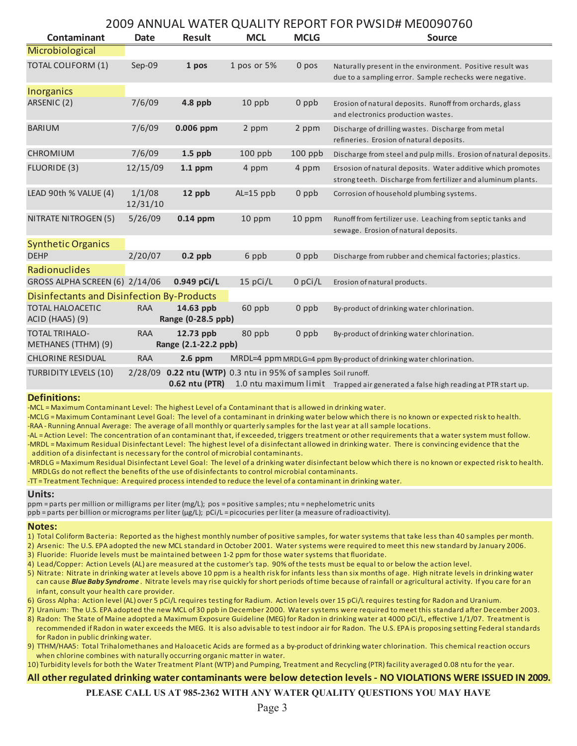# 2009 ANNUAL WATER QUALITY REPORT FOR PWSID# ME0090760

| Contaminant | Date | Result | MCL | MCLG | Source |
|---|---|---|---|---|---|
| **Microbiological** | | | | | |
| TOTAL COLIFORM (1) | Sep-09 | **1 pos** | 1 pos or 5% | 0 pos | Naturally present in the environment. Positive result was due to a sampling error. Sample rechecks were negative. |
| **Inorganics** | | | | | |
| ARSENIC (2) | 7/6/09 | **4.8 ppb** | 10 ppb | 0 ppb | Erosion of natural deposits. Runoff from orchards, glass and electronics production wastes. |
| BARIUM | 7/6/09 | **0.006 ppm** | 2 ppm | 2 ppm | Discharge of drilling wastes. Discharge from metal refineries. Erosion of natural deposits. |
| CHROMIUM | 7/6/09 | **1.5 ppb** | 100 ppb | 100 ppb | Discharge from steel and pulp mills. Erosion of natural deposits. |
| FLUORIDE (3) | 12/15/09 | **1.1 ppm** | 4 ppm | 4 ppm | Ersosion of natural deposits. Water additive which promotes strong teeth. Discharge from fertilizer and aluminum plants. |
| LEAD 90th % VALUE (4) | 1/1/08 12/31/10 | **12 ppb** | AL=15 ppb | 0 ppb | Corrosion of household plumbing systems. |
| NITRATE NITROGEN (5) | 5/26/09 | **0.14 ppm** | 10 ppm | 10 ppm | Runoff from fertilizer use. Leaching from septic tanks and sewage. Erosion of natural deposits. |
| **Synthetic Organics** | | | | | |
| DEHP | 2/20/07 | **0.2 ppb** | 6 ppb | 0 ppb | Discharge from rubber and chemical factories; plastics. |
| **Radionuclides** | | | | | |
| GROSS ALPHA SCREEN (6) | 2/14/06 | **0.949 pCi/L** | 15 pCi/L | 0 pCi/L | Erosion of natural products. |
| **Disinfectants and Disinfection By-Products** | | | | | |
| TOTAL HALOACETIC ACID (HAA5) (9) | RAA | **14.63 ppb Range (0-28.5 ppb)** | 60 ppb | 0 ppb | By-product of drinking water chlorination. |
| TOTAL TRIHALO-METHANES (TTHM) (9) | RAA | **12.73 ppb Range (2.1-22.2 ppb)** | 80 ppb | 0 ppb | By-product of drinking water chlorination. |
| CHLORINE RESIDUAL | RAA | **2.6 ppm** | MRDL=4 ppm | MRDLG=4 ppm | By-product of drinking water chlorination. |
| TURBIDITY LEVELS (10) | 2/28/09 | **0.22 ntu (WTP)** / **0.62 ntu (PTR)** | 0.3 ntu in 95% of samples / 1.0 ntu maximum limit | | Soil runoff. / Trapped air generated a false high reading at PTR start up. |

## Definitions:

- -MCL = Maximum Contaminant Level: The highest Level of a Contaminant that is allowed in drinking water.
- -MCLG = Maximum Contaminant Level Goal: The level of a contaminant in drinking water below which there is no known or expected risk to health.
- -RAA - Running Annual Average: The average of all monthly or quarterly samples for the last year at all sample locations.
- -AL = Action Level: The concentration of an contaminant that, if exceeded, triggers treatment or other requirements that a water system must follow.
- -MRDL = Maximum Residual Disinfectant Level: The highest level of a disinfectant allowed in drinking water. There is convincing evidence that the addition of a disinfectant is necessary for the control of microbial contaminants.
- -MRDLG = Maximum Residual Disinfectant Level Goal: The level of a drinking water disinfectant below which there is no known or expected risk to health. MRDLGs do not reflect the benefits of the use of disinfectants to control microbial contaminants.
- -TT = Treatment Technique: A required process intended to reduce the level of a contaminant in drinking water.

## Units:

ppm = parts per million or milligrams per liter (mg/L); pos = positive samples; ntu = nephelometric units
ppb = parts per billion or micrograms per liter (μg/L); pCi/L = picocuries per liter (a measure of radioactivity).

## Notes:

1) Total Coliform Bacteria: Reported as the highest monthly number of positive samples, for water systems that take less than 40 samples per month.
2) Arsenic: The U.S. EPA adopted the new MCL standard in October 2001. Water systems were required to meet this new standard by January 2006.
3) Fluoride: Fluoride levels must be maintained between 1-2 ppm for those water systems that fluoridate.
4) Lead/Copper: Action Levels (AL) are measured at the customer's tap. 90% of the tests must be equal to or below the action level.
5) Nitrate: Nitrate in drinking water at levels above 10 ppm is a health risk for infants less than six months of age. High nitrate levels in drinking water can cause ***Blue Baby Syndrome***. Nitrate levels may rise quickly for short periods of time because of rainfall or agricultural activity. If you care for an infant, consult your health care provider.
6) Gross Alpha: Action level (AL) over 5 pCi/L requires testing for Radium. Action levels over 15 pCi/L requires testing for Radon and Uranium.
7) Uranium: The U.S. EPA adopted the new MCL of 30 ppb in December 2000. Water systems were required to meet this standard after December 2003.
8) Radon: The State of Maine adopted a Maximum Exposure Guideline (MEG) for Radon in drinking water at 4000 pCi/L, effective 1/1/07. Treatment is recommended if Radon in water exceeds the MEG. It is also advisable to test indoor air for Radon. The U.S. EPA is proposing setting Federal standards for Radon in public drinking water.
9) TTHM/HAA5: Total Trihalomethanes and Haloacetic Acids are formed as a by-product of drinking water chlorination. This chemical reaction occurs when chlorine combines with naturally occurring organic matter in water.
10) Turbidity levels for both the Water Treatment Plant (WTP) and Pumping, Treatment and Recycling (PTR) facility averaged 0.08 ntu for the year.

**All other regulated drinking water contaminants were below detection levels - NO VIOLATIONS WERE ISSUED IN 2009.**

**PLEASE CALL US AT 985-2362 WITH ANY WATER QUALITY QUESTIONS YOU MAY HAVE**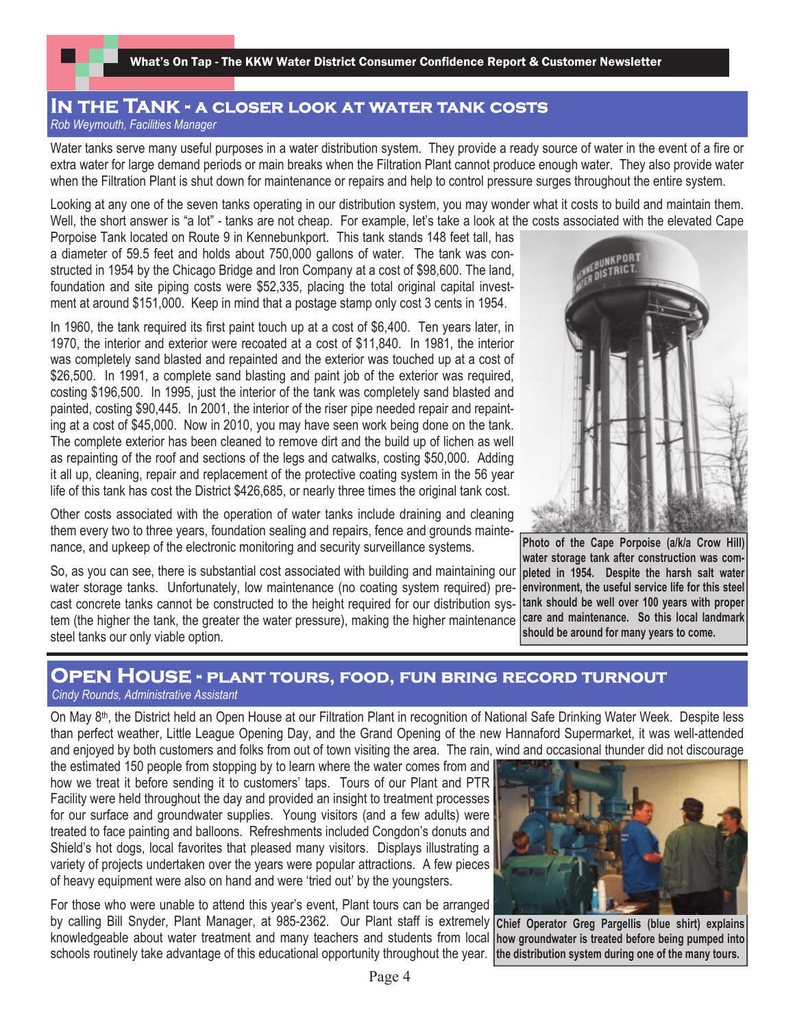## In the Tank - a closer look at water tank costs

*Rob Weymouth, Facilities Manager*

Water tanks serve many useful purposes in a water distribution system. They provide a ready source of water in the event of a fire or extra water for large demand periods or main breaks when the Filtration Plant cannot produce enough water. They also provide water when the Filtration Plant is shut down for maintenance or repairs and help to control pressure surges throughout the entire system.

Looking at any one of the seven tanks operating in our distribution system, you may wonder what it costs to build and maintain them. Well, the short answer is "a lot" - tanks are not cheap. For example, let's take a look at the costs associated with the elevated Cape Porpoise Tank located on Route 9 in Kennebunkport. This tank stands 148 feet tall, has a diameter of 59.5 feet and holds about 750,000 gallons of water. The tank was constructed in 1954 by the Chicago Bridge and Iron Company at a cost of $98,600. The land, foundation and site piping costs were $52,335, placing the total original capital investment at around $151,000. Keep in mind that a postage stamp only cost 3 cents in 1954.

In 1960, the tank required its first paint touch up at a cost of $6,400. Ten years later, in 1970, the interior and exterior were recoated at a cost of $11,840. In 1981, the interior was completely sand blasted and repainted and the exterior was touched up at a cost of $26,500. In 1991, a complete sand blasting and paint job of the exterior was required, costing $196,500. In 1995, just the interior of the tank was completely sand blasted and painted, costing $90,445. In 2001, the interior of the riser pipe needed repair and repainting at a cost of $45,000. Now in 2010, you may have seen work being done on the tank. The complete exterior has been cleaned to remove dirt and the build up of lichen as well as repainting of the roof and sections of the legs and catwalks, costing $50,000. Adding it all up, cleaning, repair and replacement of the protective coating system in the 56 year life of this tank has cost the District $426,685, or nearly three times the original tank cost.

Other costs associated with the operation of water tanks include draining and cleaning them every two to three years, foundation sealing and repairs, fence and grounds maintenance, and upkeep of the electronic monitoring and security surveillance systems.

So, as you can see, there is substantial cost associated with building and maintaining our water storage tanks. Unfortunately, low maintenance (no coating system required) precast concrete tanks cannot be constructed to the height required for our distribution system (the higher the tank, the greater the water pressure), making the higher maintenance steel tanks our only viable option.

**Photo of the Cape Porpoise (a/k/a Crow Hill) water storage tank after construction was completed in 1954. Despite the harsh salt water environment, the useful service life for this steel tank should be well over 100 years with proper care and maintenance. So this local landmark should be around for many years to come.**

## Open House - plant tours, food, fun bring record turnout

*Cindy Rounds, Administrative Assistant*

On May 8th, the District held an Open House at our Filtration Plant in recognition of National Safe Drinking Water Week. Despite less than perfect weather, Little League Opening Day, and the Grand Opening of the new Hannaford Supermarket, it was well-attended and enjoyed by both customers and folks from out of town visiting the area. The rain, wind and occasional thunder did not discourage the estimated 150 people from stopping by to learn where the water comes from and how we treat it before sending it to customers' taps. Tours of our Plant and PTR Facility were held throughout the day and provided an insight to treatment processes for our surface and groundwater supplies. Young visitors (and a few adults) were treated to face painting and balloons. Refreshments included Congdon's donuts and Shield's hot dogs, local favorites that pleased many visitors. Displays illustrating a variety of projects undertaken over the years were popular attractions. A few pieces of heavy equipment were also on hand and were 'tried out' by the youngsters.

For those who were unable to attend this year's event, Plant tours can be arranged by calling Bill Snyder, Plant Manager, at 985-2362. Our Plant staff is extremely knowledgeable about water treatment and many teachers and students from local schools routinely take advantage of this educational opportunity throughout the year.

**Chief Operator Greg Pargellis (blue shirt) explains how groundwater is treated before being pumped into the distribution system during one of the many tours.**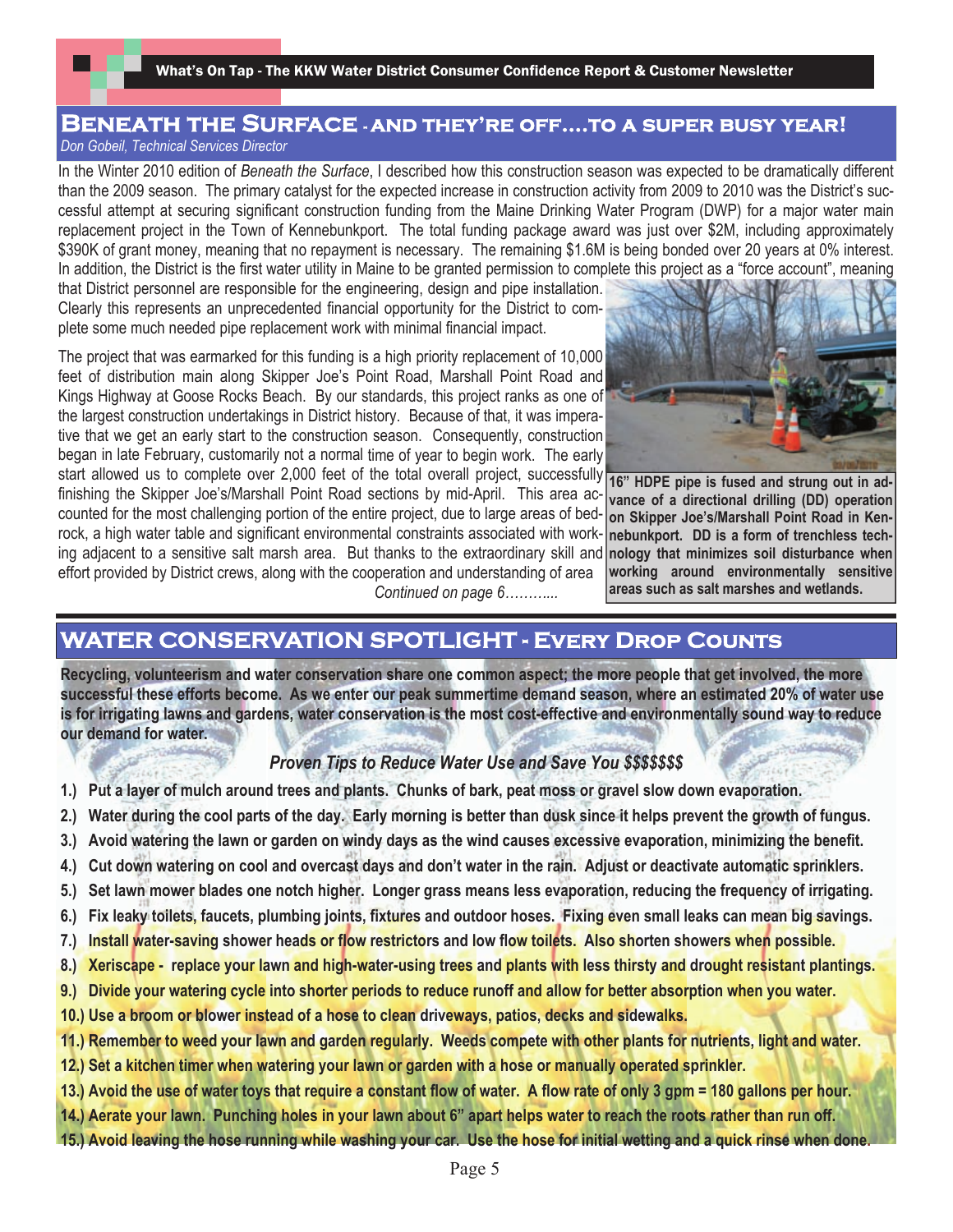## Beneath the Surface - and they're off….to a super busy year!

*Don Gobeil, Technical Services Director*

In the Winter 2010 edition of *Beneath the Surface*, I described how this construction season was expected to be dramatically different than the 2009 season. The primary catalyst for the expected increase in construction activity from 2009 to 2010 was the District's successful attempt at securing significant construction funding from the Maine Drinking Water Program (DWP) for a major water main replacement project in the Town of Kennebunkport. The total funding package award was just over $2M, including approximately $390K of grant money, meaning that no repayment is necessary. The remaining $1.6M is being bonded over 20 years at 0% interest. In addition, the District is the first water utility in Maine to be granted permission to complete this project as a "force account", meaning that District personnel are responsible for the engineering, design and pipe installation. Clearly this represents an unprecedented financial opportunity for the District to complete some much needed pipe replacement work with minimal financial impact.

The project that was earmarked for this funding is a high priority replacement of 10,000 feet of distribution main along Skipper Joe's Point Road, Marshall Point Road and Kings Highway at Goose Rocks Beach. By our standards, this project ranks as one of the largest construction undertakings in District history. Because of that, it was imperative that we get an early start to the construction season. Consequently, construction began in late February, customarily not a normal time of year to begin work. The early start allowed us to complete over 2,000 feet of the total overall project, successfully finishing the Skipper Joe's/Marshall Point Road sections by mid-April. This area accounted for the most challenging portion of the entire project, due to large areas of bedrock, a high water table and significant environmental constraints associated with working adjacent to a sensitive salt marsh area. But thanks to the extraordinary skill and effort provided by District crews, along with the cooperation and understanding of area

*Continued on page 6………..*

**16" HDPE pipe is fused and strung out in advance of a directional drilling (DD) operation on Skipper Joe's/Marshall Point Road in Kennebunkport. DD is a form of trenchless technology that minimizes soil disturbance when working around environmentally sensitive areas such as salt marshes and wetlands.**

## WATER CONSERVATION SPOTLIGHT - Every Drop Counts

**Recycling, volunteerism and water conservation share one common aspect; the more people that get involved, the more successful these efforts become. As we enter our peak summertime demand season, where an estimated 20% of water use is for irrigating lawns and gardens, water conservation is the most cost-effective and environmentally sound way to reduce our demand for water.**

***Proven Tips to Reduce Water Use and Save You $$$$$$$***

1.) **Put a layer of mulch around trees and plants. Chunks of bark, peat moss or gravel slow down evaporation.**
2.) **Water during the cool parts of the day. Early morning is better than dusk since it helps prevent the growth of fungus.**
3.) **Avoid watering the lawn or garden on windy days as the wind causes excessive evaporation, minimizing the benefit.**
4.) **Cut down watering on cool and overcast days and don't water in the rain. Adjust or deactivate automatic sprinklers.**
5.) **Set lawn mower blades one notch higher. Longer grass means less evaporation, reducing the frequency of irrigating.**
6.) **Fix leaky toilets, faucets, plumbing joints, fixtures and outdoor hoses. Fixing even small leaks can mean big savings.**
7.) **Install water-saving shower heads or flow restrictors and low flow toilets. Also shorten showers when possible.**
8.) **Xeriscape - replace your lawn and high-water-using trees and plants with less thirsty and drought resistant plantings.**
9.) **Divide your watering cycle into shorter periods to reduce runoff and allow for better absorption when you water.**
10.) **Use a broom or blower instead of a hose to clean driveways, patios, decks and sidewalks.**
11.) **Remember to weed your lawn and garden regularly. Weeds compete with other plants for nutrients, light and water.**
12.) **Set a kitchen timer when watering your lawn or garden with a hose or manually operated sprinkler.**
13.) **Avoid the use of water toys that require a constant flow of water. A flow rate of only 3 gpm = 180 gallons per hour.**
14.) **Aerate your lawn. Punching holes in your lawn about 6" apart helps water to reach the roots rather than run off.**
15.) **Avoid leaving the hose running while washing your car. Use the hose for initial wetting and a quick rinse when done.**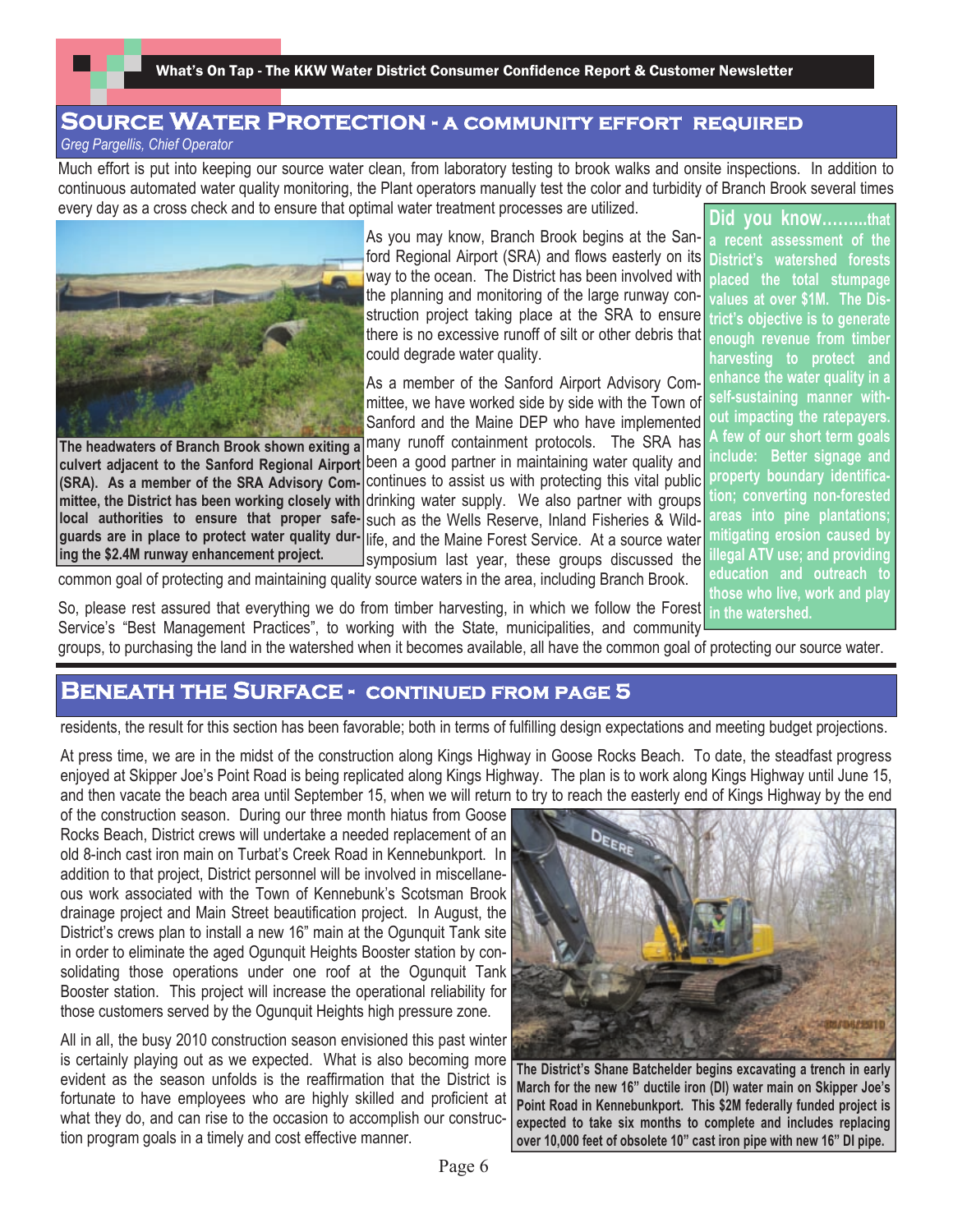## Source Water Protection - a community effort required

*Greg Pargellis, Chief Operator*

Much effort is put into keeping our source water clean, from laboratory testing to brook walks and onsite inspections. In addition to continuous automated water quality monitoring, the Plant operators manually test the color and turbidity of Branch Brook several times every day as a cross check and to ensure that optimal water treatment processes are utilized.

**The headwaters of Branch Brook shown exiting a culvert adjacent to the Sanford Regional Airport (SRA). As a member of the SRA Advisory Committee, the District has been working closely with local authorities to ensure that proper safeguards are in place to protect water quality during the $2.4M runway enhancement project.**

As you may know, Branch Brook begins at the Sanford Regional Airport (SRA) and flows easterly on its way to the ocean. The District has been involved with the planning and monitoring of the large runway construction project taking place at the SRA to ensure there is no excessive runoff of silt or other debris that could degrade water quality.

As a member of the Sanford Airport Advisory Committee, we have worked side by side with the Town of Sanford and the Maine DEP who have implemented many runoff containment protocols. The SRA has been a good partner in maintaining water quality and continues to assist us with protecting this vital public drinking water supply. We also partner with groups such as the Wells Reserve, Inland Fisheries & Wildlife, and the Maine Forest Service. At a source water symposium last year, these groups discussed the common goal of protecting and maintaining quality source waters in the area, including Branch Brook.

So, please rest assured that everything we do from timber harvesting, in which we follow the Forest Service's "Best Management Practices", to working with the State, municipalities, and community groups, to purchasing the land in the watershed when it becomes available, all have the common goal of protecting our source water.

**Did you know.........that a recent assessment of the District's watershed forests placed the total stumpage values at over $1M. The District's objective is to generate enough revenue from timber harvesting to protect and enhance the water quality in a self-sustaining manner without impacting the ratepayers. A few of our short term goals include: Better signage and property boundary identification; converting non-forested areas into pine plantations; mitigating erosion caused by illegal ATV use; and providing education and outreach to those who live, work and play in the watershed.**

## Beneath the Surface - continued from page 5

residents, the result for this section has been favorable; both in terms of fulfilling design expectations and meeting budget projections.

At press time, we are in the midst of the construction along Kings Highway in Goose Rocks Beach. To date, the steadfast progress enjoyed at Skipper Joe's Point Road is being replicated along Kings Highway. The plan is to work along Kings Highway until June 15, and then vacate the beach area until September 15, when we will return to try to reach the easterly end of Kings Highway by the end of the construction season. During our three month hiatus from Goose Rocks Beach, District crews will undertake a needed replacement of an old 8-inch cast iron main on Turbat's Creek Road in Kennebunkport. In addition to that project, District personnel will be involved in miscellaneous work associated with the Town of Kennebunk's Scotsman Brook drainage project and Main Street beautification project. In August, the District's crews plan to install a new 16" main at the Ogunquit Tank site in order to eliminate the aged Ogunquit Heights Booster station by consolidating those operations under one roof at the Ogunquit Tank Booster station. This project will increase the operational reliability for those customers served by the Ogunquit Heights high pressure zone.

All in all, the busy 2010 construction season envisioned this past winter is certainly playing out as we expected. What is also becoming more evident as the season unfolds is the reaffirmation that the District is fortunate to have employees who are highly skilled and proficient at what they do, and can rise to the occasion to accomplish our construction program goals in a timely and cost effective manner.

**The District's Shane Batchelder begins excavating a trench in early March for the new 16" ductile iron (DI) water main on Skipper Joe's Point Road in Kennebunkport. This $2M federally funded project is expected to take six months to complete and includes replacing over 10,000 feet of obsolete 10" cast iron pipe with new 16" DI pipe.**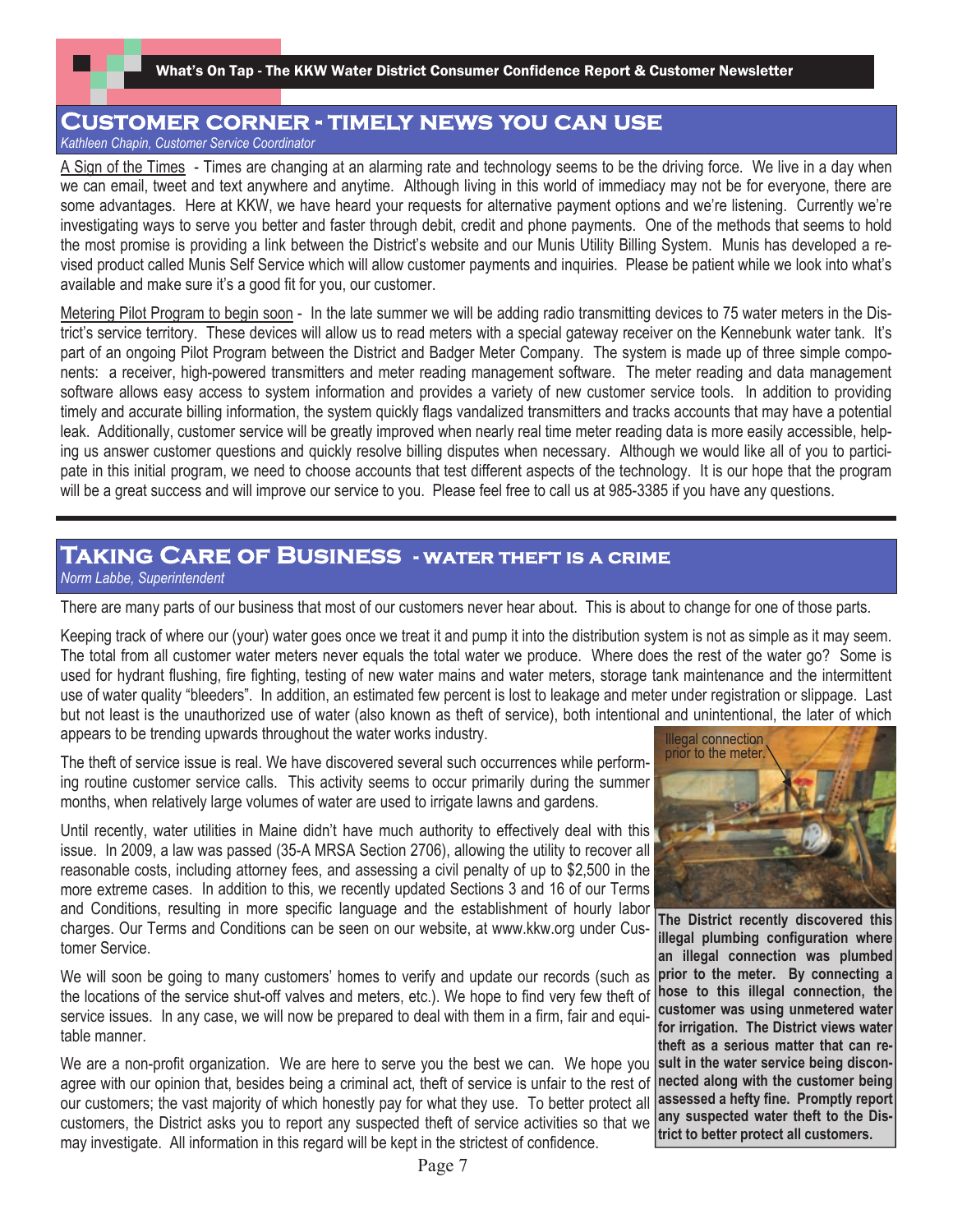## Customer corner - timely news you can use

*Kathleen Chapin, Customer Service Coordinator*

A Sign of the Times - Times are changing at an alarming rate and technology seems to be the driving force. We live in a day when we can email, tweet and text anywhere and anytime. Although living in this world of immediacy may not be for everyone, there are some advantages. Here at KKW, we have heard your requests for alternative payment options and we're listening. Currently we're investigating ways to serve you better and faster through debit, credit and phone payments. One of the methods that seems to hold the most promise is providing a link between the District's website and our Munis Utility Billing System. Munis has developed a revised product called Munis Self Service which will allow customer payments and inquiries. Please be patient while we look into what's available and make sure it's a good fit for you, our customer.

Metering Pilot Program to begin soon - In the late summer we will be adding radio transmitting devices to 75 water meters in the District's service territory. These devices will allow us to read meters with a special gateway receiver on the Kennebunk water tank. It's part of an ongoing Pilot Program between the District and Badger Meter Company. The system is made up of three simple components: a receiver, high-powered transmitters and meter reading management software. The meter reading and data management software allows easy access to system information and provides a variety of new customer service tools. In addition to providing timely and accurate billing information, the system quickly flags vandalized transmitters and tracks accounts that may have a potential leak. Additionally, customer service will be greatly improved when nearly real time meter reading data is more easily accessible, helping us answer customer questions and quickly resolve billing disputes when necessary. Although we would like all of you to participate in this initial program, we need to choose accounts that test different aspects of the technology. It is our hope that the program will be a great success and will improve our service to you. Please feel free to call us at 985-3385 if you have any questions.

## Taking Care of Business - water theft is a crime

*Norm Labbe, Superintendent*

There are many parts of our business that most of our customers never hear about. This is about to change for one of those parts.

Keeping track of where our (your) water goes once we treat it and pump it into the distribution system is not as simple as it may seem. The total from all customer water meters never equals the total water we produce. Where does the rest of the water go? Some is used for hydrant flushing, fire fighting, testing of new water mains and water meters, storage tank maintenance and the intermittent use of water quality "bleeders". In addition, an estimated few percent is lost to leakage and meter under registration or slippage. Last but not least is the unauthorized use of water (also known as theft of service), both intentional and unintentional, the later of which appears to be trending upwards throughout the water works industry.

The theft of service issue is real. We have discovered several such occurrences while performing routine customer service calls. This activity seems to occur primarily during the summer months, when relatively large volumes of water are used to irrigate lawns and gardens.

Until recently, water utilities in Maine didn't have much authority to effectively deal with this issue. In 2009, a law was passed (35-A MRSA Section 2706), allowing the utility to recover all reasonable costs, including attorney fees, and assessing a civil penalty of up to $2,500 in the more extreme cases. In addition to this, we recently updated Sections 3 and 16 of our Terms and Conditions, resulting in more specific language and the establishment of hourly labor charges. Our Terms and Conditions can be seen on our website, at www.kkw.org under Customer Service.

We will soon be going to many customers' homes to verify and update our records (such as the locations of the service shut-off valves and meters, etc.). We hope to find very few theft of service issues. In any case, we will now be prepared to deal with them in a firm, fair and equitable manner.

We are a non-profit organization. We are here to serve you the best we can. We hope you agree with our opinion that, besides being a criminal act, theft of service is unfair to the rest of our customers; the vast majority of which honestly pay for what they use. To better protect all customers, the District asks you to report any suspected theft of service activities so that we may investigate. All information in this regard will be kept in the strictest of confidence.

Illegal connection prior to the meter.

**The District recently discovered this illegal plumbing configuration where an illegal connection was plumbed prior to the meter. By connecting a hose to this illegal connection, the customer was using unmetered water for irrigation. The District views water theft as a serious matter that can result in the water service being disconnected along with the customer being assessed a hefty fine. Promptly report any suspected water theft to the District to better protect all customers.**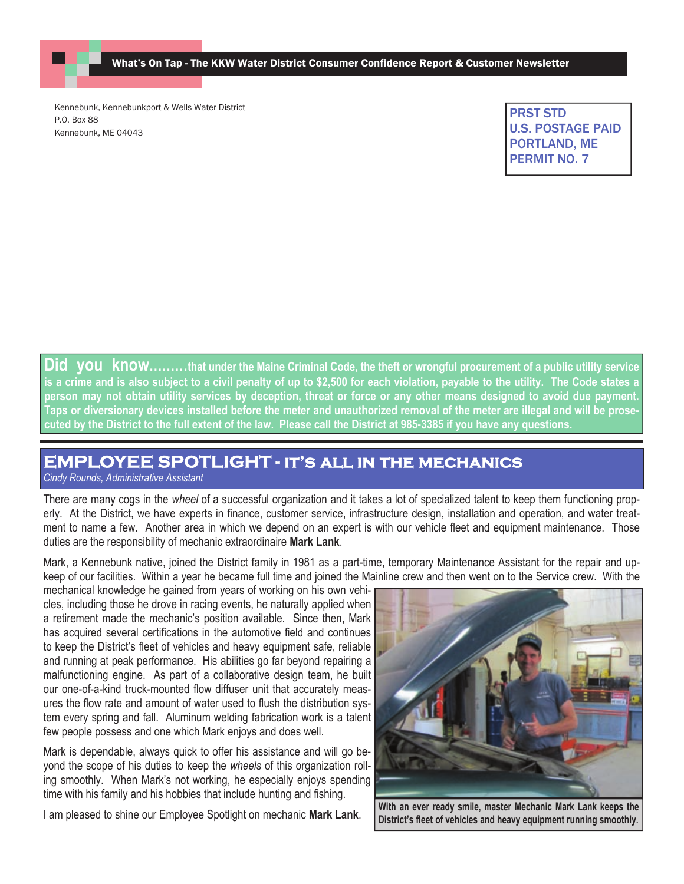What's On Tap - The KKW Water District Consumer Confidence Report & Customer Newsletter

Kennebunk, Kennebunkport & Wells Water District
P.O. Box 88
Kennebunk, ME 04043

PRST STD
U.S. POSTAGE PAID
PORTLAND, ME
PERMIT NO. 7

**Did you know.........that under the Maine Criminal Code, the theft or wrongful procurement of a public utility service is a crime and is also subject to a civil penalty of up to $2,500 for each violation, payable to the utility. The Code states a person may not obtain utility services by deception, threat or force or any other means designed to avoid due payment. Taps or diversionary devices installed before the meter and unauthorized removal of the meter are illegal and will be prosecuted by the District to the full extent of the law. Please call the District at 985-3385 if you have any questions.**

## EMPLOYEE SPOTLIGHT - IT'S ALL IN THE MECHANICS

*Cindy Rounds, Administrative Assistant*

There are many cogs in the *wheel* of a successful organization and it takes a lot of specialized talent to keep them functioning properly. At the District, we have experts in finance, customer service, infrastructure design, installation and operation, and water treatment to name a few. Another area in which we depend on an expert is with our vehicle fleet and equipment maintenance. Those duties are the responsibility of mechanic extraordinaire **Mark Lank**.

Mark, a Kennebunk native, joined the District family in 1981 as a part-time, temporary Maintenance Assistant for the repair and upkeep of our facilities. Within a year he became full time and joined the Mainline crew and then went on to the Service crew. With the mechanical knowledge he gained from years of working on his own vehicles, including those he drove in racing events, he naturally applied when a retirement made the mechanic's position available. Since then, Mark has acquired several certifications in the automotive field and continues to keep the District's fleet of vehicles and heavy equipment safe, reliable and running at peak performance. His abilities go far beyond repairing a malfunctioning engine. As part of a collaborative design team, he built our one-of-a-kind truck-mounted flow diffuser unit that accurately measures the flow rate and amount of water used to flush the distribution system every spring and fall. Aluminum welding fabrication work is a talent few people possess and one which Mark enjoys and does well.

Mark is dependable, always quick to offer his assistance and will go beyond the scope of his duties to keep the *wheels* of this organization rolling smoothly. When Mark's not working, he especially enjoys spending time with his family and his hobbies that include hunting and fishing.

I am pleased to shine our Employee Spotlight on mechanic **Mark Lank**.

**With an ever ready smile, master Mechanic Mark Lank keeps the District's fleet of vehicles and heavy equipment running smoothly.**